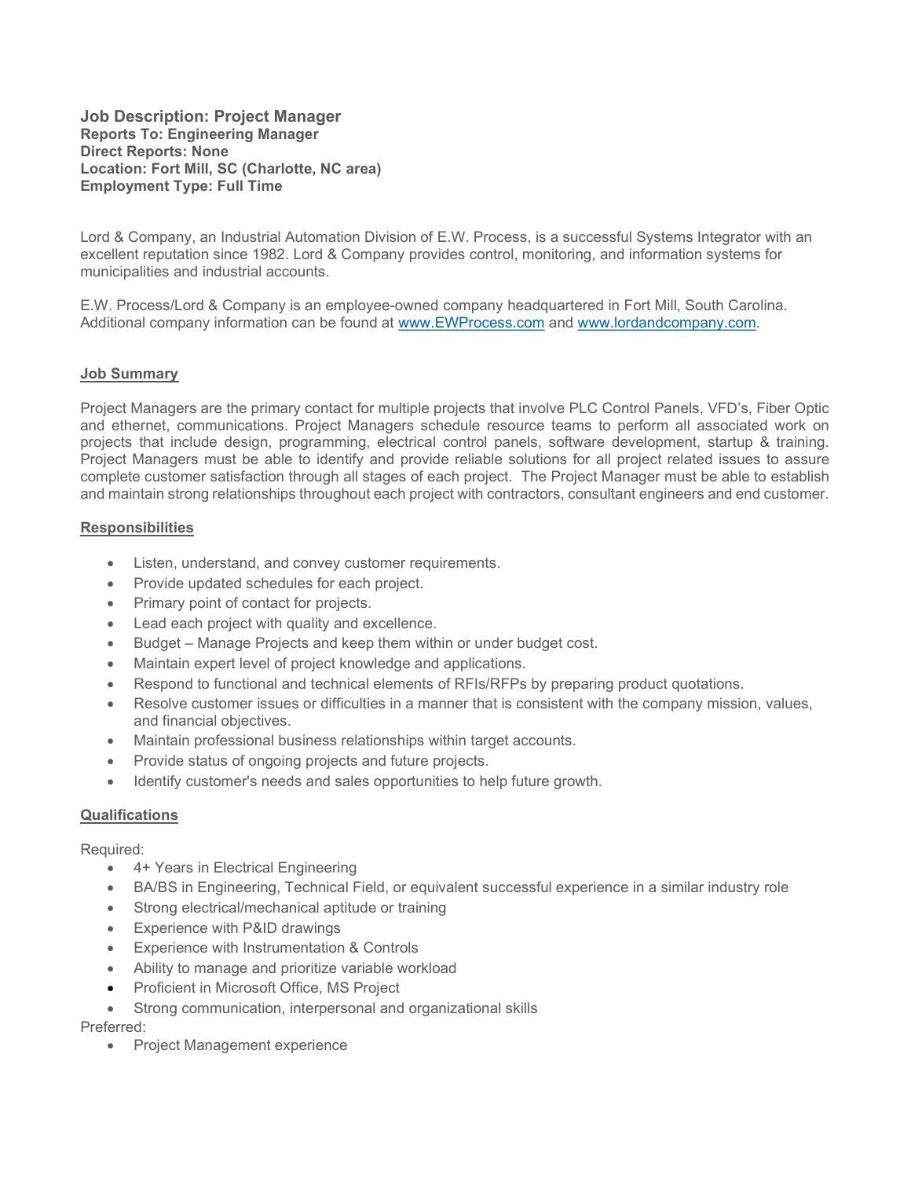**Job Description: Project Manager**
**Reports To: Engineering Manager**
**Direct Reports: None**
**Location: Fort Mill, SC (Charlotte, NC area)**
**Employment Type: Full Time**

Lord & Company, an Industrial Automation Division of E.W. Process, is a successful Systems Integrator with an excellent reputation since 1982. Lord & Company provides control, monitoring, and information systems for municipalities and industrial accounts.

E.W. Process/Lord & Company is an employee-owned company headquartered in Fort Mill, South Carolina. Additional company information can be found at [www.EWProcess.com](http://www.EWProcess.com) and [www.lordandcompany.com](http://www.lordandcompany.com).

## Job Summary

Project Managers are the primary contact for multiple projects that involve PLC Control Panels, VFD's, Fiber Optic and ethernet, communications. Project Managers schedule resource teams to perform all associated work on projects that include design, programming, electrical control panels, software development, startup & training. Project Managers must be able to identify and provide reliable solutions for all project related issues to assure complete customer satisfaction through all stages of each project. The Project Manager must be able to establish and maintain strong relationships throughout each project with contractors, consultant engineers and end customer.

## Responsibilities

- Listen, understand, and convey customer requirements.
- Provide updated schedules for each project.
- Primary point of contact for projects.
- Lead each project with quality and excellence.
- Budget – Manage Projects and keep them within or under budget cost.
- Maintain expert level of project knowledge and applications.
- Respond to functional and technical elements of RFIs/RFPs by preparing product quotations.
- Resolve customer issues or difficulties in a manner that is consistent with the company mission, values, and financial objectives.
- Maintain professional business relationships within target accounts.
- Provide status of ongoing projects and future projects.
- Identify customer's needs and sales opportunities to help future growth.

## Qualifications

Required:

- 4+ Years in Electrical Engineering
- BA/BS in Engineering, Technical Field, or equivalent successful experience in a similar industry role
- Strong electrical/mechanical aptitude or training
- Experience with P&ID drawings
- Experience with Instrumentation & Controls
- Ability to manage and prioritize variable workload
- Proficient in Microsoft Office, MS Project
- Strong communication, interpersonal and organizational skills

Preferred:

- Project Management experience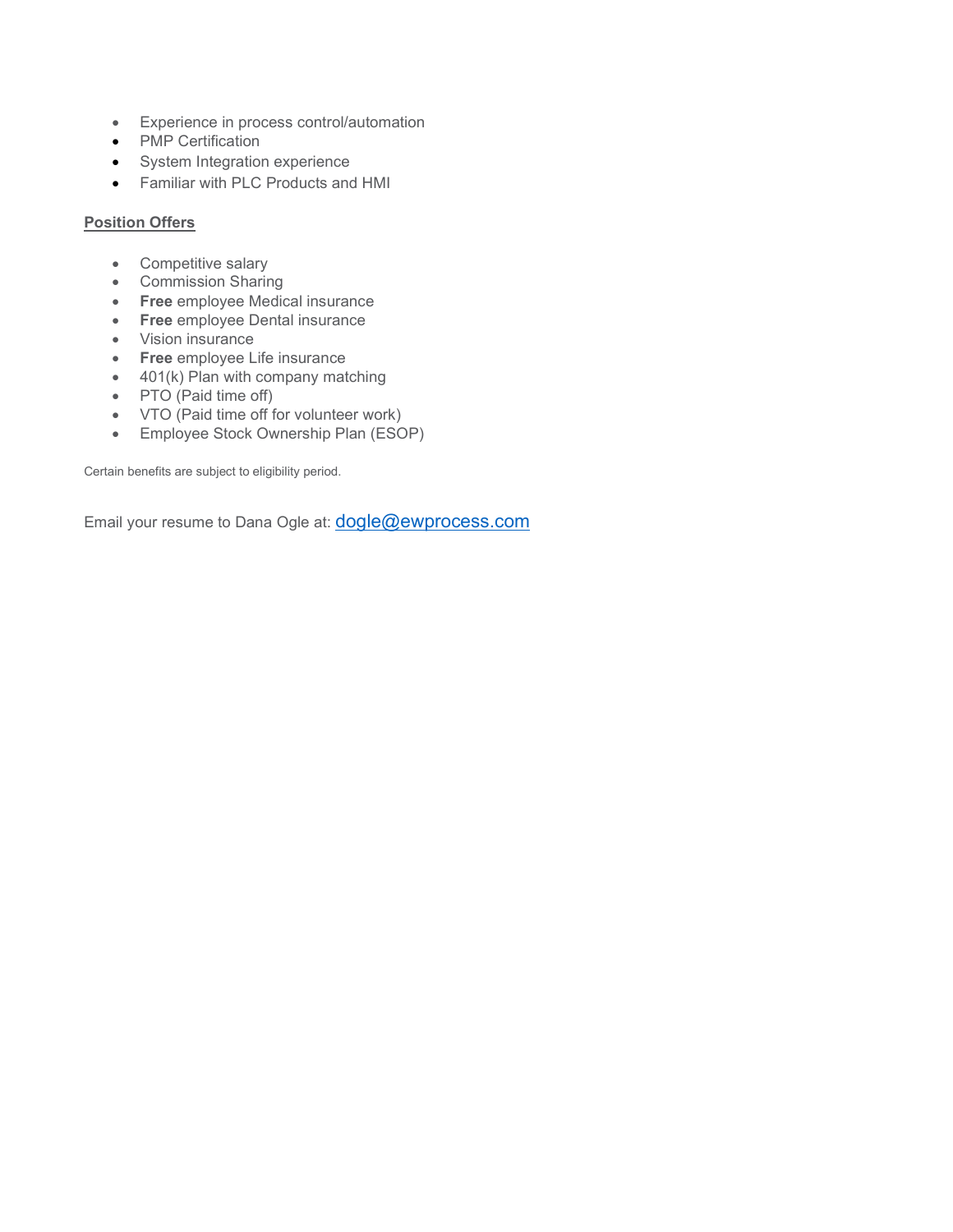- Experience in process control/automation
- PMP Certification
- System Integration experience
- Familiar with PLC Products and HMI

**Position Offers**

- Competitive salary
- Commission Sharing
- **Free** employee Medical insurance
- **Free** employee Dental insurance
- Vision insurance
- **Free** employee Life insurance
- 401(k) Plan with company matching
- PTO (Paid time off)
- VTO (Paid time off for volunteer work)
- Employee Stock Ownership Plan (ESOP)

Certain benefits are subject to eligibility period.

Email your resume to Dana Ogle at: dogle@ewprocess.com